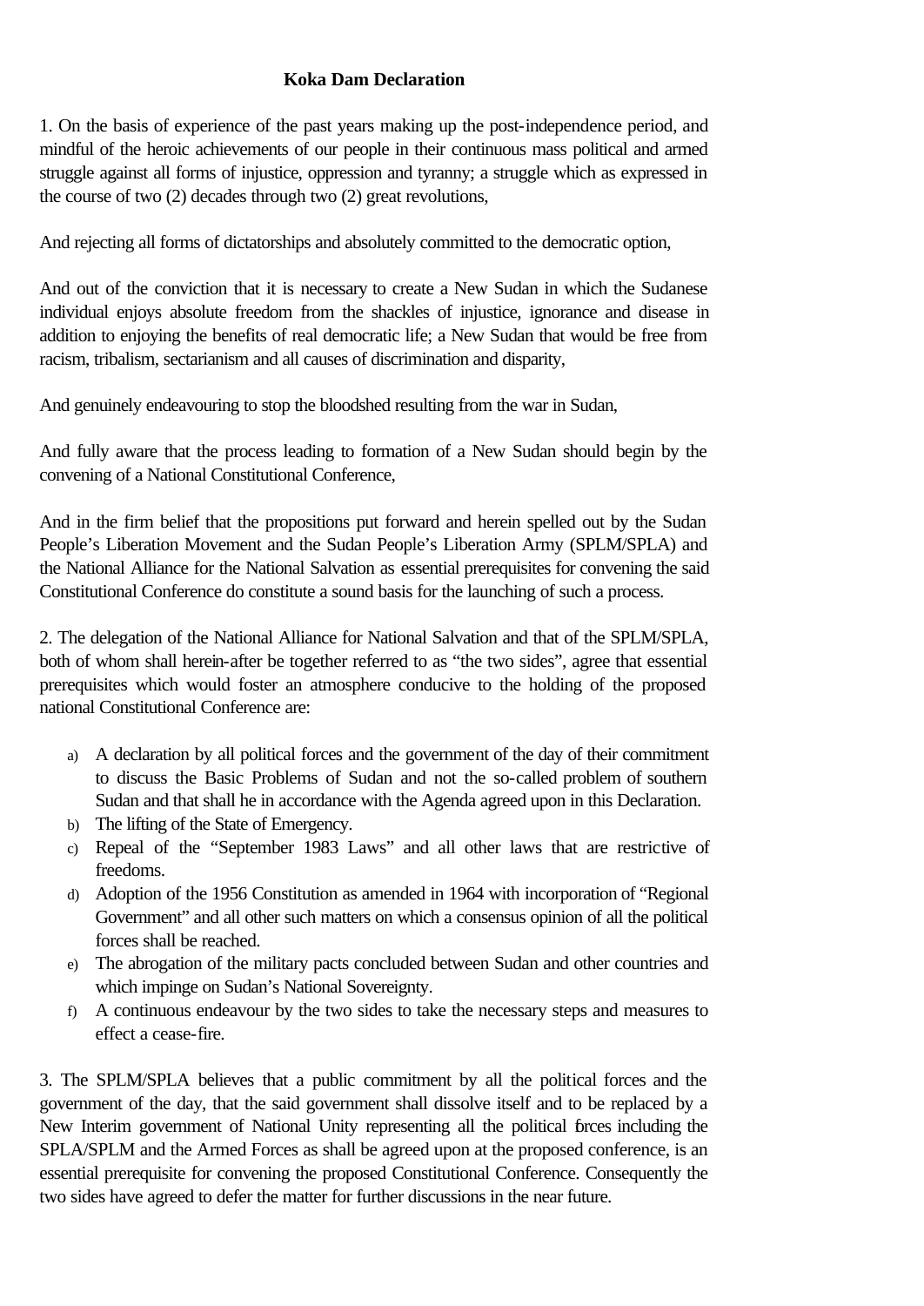# Koka Dam Declaration

1. On the basis of experience of the past years making up the post-independence period, and mindful of the heroic achievements of our people in their continuous mass political and armed struggle against all forms of injustice, oppression and tyranny; a struggle which as expressed in the course of two (2) decades through two (2) great revolutions,

And rejecting all forms of dictatorships and absolutely committed to the democratic option,

And out of the conviction that it is necessary to create a New Sudan in which the Sudanese individual enjoys absolute freedom from the shackles of injustice, ignorance and disease in addition to enjoying the benefits of real democratic life; a New Sudan that would be free from racism, tribalism, sectarianism and all causes of discrimination and disparity,

And genuinely endeavouring to stop the bloodshed resulting from the war in Sudan,

And fully aware that the process leading to formation of a New Sudan should begin by the convening of a National Constitutional Conference,

And in the firm belief that the propositions put forward and herein spelled out by the Sudan People's Liberation Movement and the Sudan People's Liberation Army (SPLM/SPLA) and the National Alliance for the National Salvation as essential prerequisites for convening the said Constitutional Conference do constitute a sound basis for the launching of such a process.

2. The delegation of the National Alliance for National Salvation and that of the SPLM/SPLA, both of whom shall herein-after be together referred to as "the two sides", agree that essential prerequisites which would foster an atmosphere conducive to the holding of the proposed national Constitutional Conference are:

a) A declaration by all political forces and the government of the day of their commitment to discuss the Basic Problems of Sudan and not the so-called problem of southern Sudan and that shall he in accordance with the Agenda agreed upon in this Declaration.
b) The lifting of the State of Emergency.
c) Repeal of the "September 1983 Laws" and all other laws that are restrictive of freedoms.
d) Adoption of the 1956 Constitution as amended in 1964 with incorporation of "Regional Government" and all other such matters on which a consensus opinion of all the political forces shall be reached.
e) The abrogation of the military pacts concluded between Sudan and other countries and which impinge on Sudan's National Sovereignty.
f) A continuous endeavour by the two sides to take the necessary steps and measures to effect a cease-fire.

3. The SPLM/SPLA believes that a public commitment by all the political forces and the government of the day, that the said government shall dissolve itself and to be replaced by a New Interim government of National Unity representing all the political forces including the SPLA/SPLM and the Armed Forces as shall be agreed upon at the proposed conference, is an essential prerequisite for convening the proposed Constitutional Conference. Consequently the two sides have agreed to defer the matter for further discussions in the near future.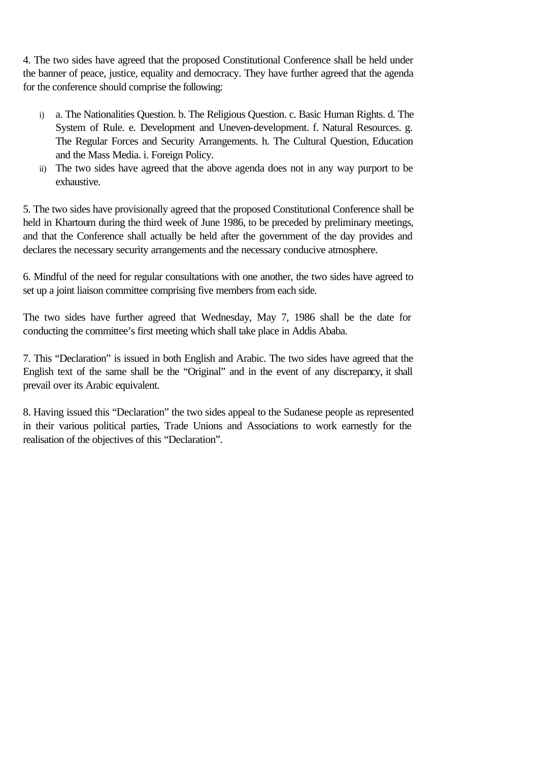4. The two sides have agreed that the proposed Constitutional Conference shall be held under the banner of peace, justice, equality and democracy. They have further agreed that the agenda for the conference should comprise the following:

i) a. The Nationalities Question. b. The Religious Question. c. Basic Human Rights. d. The System of Rule. e. Development and Uneven-development. f. Natural Resources. g. The Regular Forces and Security Arrangements. h. The Cultural Question, Education and the Mass Media. i. Foreign Policy.

ii) The two sides have agreed that the above agenda does not in any way purport to be exhaustive.

5. The two sides have provisionally agreed that the proposed Constitutional Conference shall be held in Khartoum during the third week of June 1986, to be preceded by preliminary meetings, and that the Conference shall actually be held after the government of the day provides and declares the necessary security arrangements and the necessary conducive atmosphere.

6. Mindful of the need for regular consultations with one another, the two sides have agreed to set up a joint liaison committee comprising five members from each side.

The two sides have further agreed that Wednesday, May 7, 1986 shall be the date for conducting the committee's first meeting which shall take place in Addis Ababa.

7. This "Declaration" is issued in both English and Arabic. The two sides have agreed that the English text of the same shall be the "Original" and in the event of any discrepancy, it shall prevail over its Arabic equivalent.

8. Having issued this "Declaration" the two sides appeal to the Sudanese people as represented in their various political parties, Trade Unions and Associations to work earnestly for the realisation of the objectives of this "Declaration".